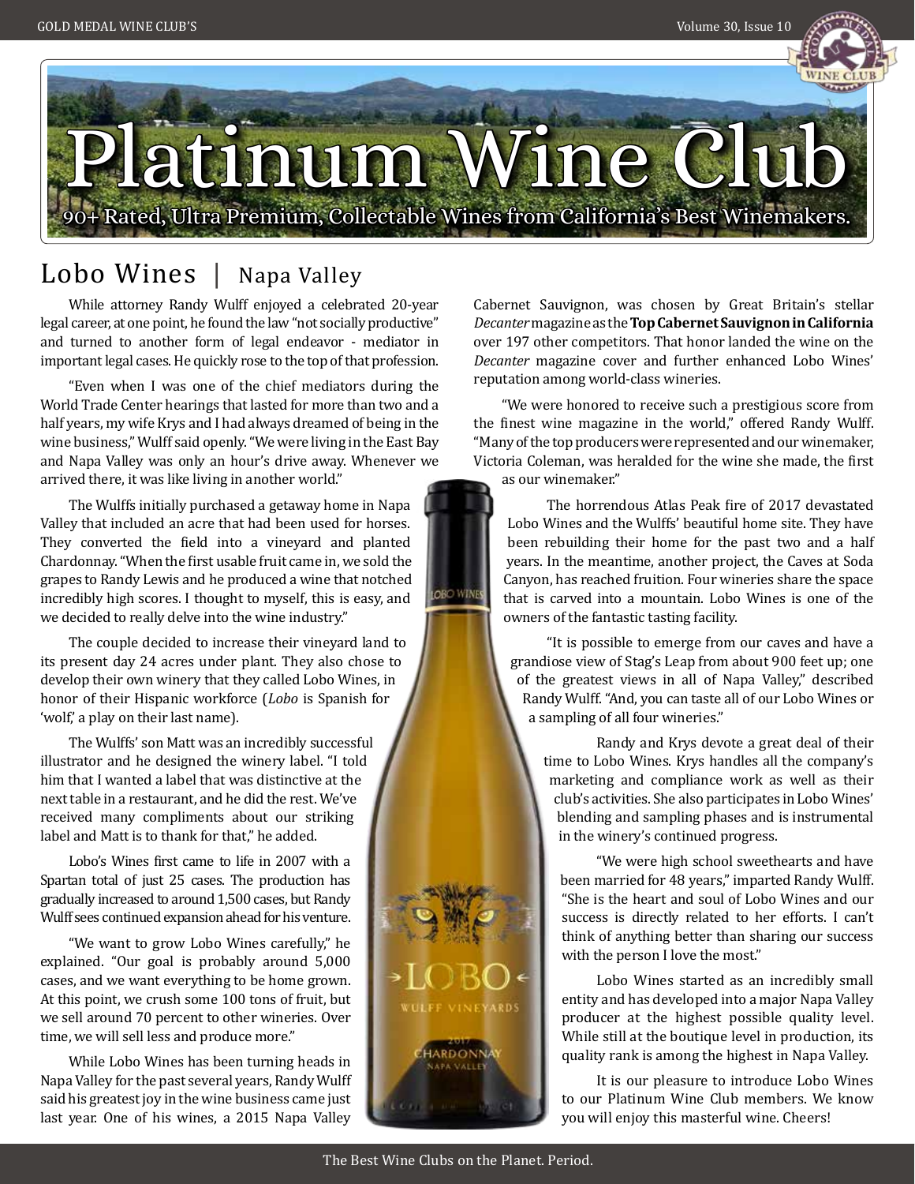# Platinum Wine Club

90+ Rated, Ultra Premium, Collectable Wines from California's Best Winemakers.

## Lobo Wines | Napa Valley

While attorney Randy Wulff enjoyed a celebrated 20-year legal career, at one point, he found the law "not socially productive" and turned to another form of legal endeavor - mediator in important legal cases. He quickly rose to the top of that profession.

"Even when I was one of the chief mediators during the World Trade Center hearings that lasted for more than two and a half years, my wife Krys and I had always dreamed of being in the wine business," Wulff said openly. "We were living in the East Bay and Napa Valley was only an hour's drive away. Whenever we arrived there, it was like living in another world."

The Wulffs initially purchased a getaway home in Napa Valley that included an acre that had been used for horses. They converted the field into a vineyard and planted Chardonnay. "When the first usable fruit came in, we sold the grapes to Randy Lewis and he produced a wine that notched incredibly high scores. I thought to myself, this is easy, and we decided to really delve into the wine industry."

The couple decided to increase their vineyard land to its present day 24 acres under plant. They also chose to develop their own winery that they called Lobo Wines, in honor of their Hispanic workforce (*Lobo* is Spanish for 'wolf,' a play on their last name).

The Wulffs' son Matt was an incredibly successful illustrator and he designed the winery label. "I told him that I wanted a label that was distinctive at the next table in a restaurant, and he did the rest. We've received many compliments about our striking label and Matt is to thank for that," he added.

Lobo's Wines first came to life in 2007 with a Spartan total of just 25 cases. The production has gradually increased to around 1,500 cases, but Randy Wulff sees continued expansion ahead for his venture.

"We want to grow Lobo Wines carefully," he explained. "Our goal is probably around 5,000 cases, and we want everything to be home grown. At this point, we crush some 100 tons of fruit, but we sell around 70 percent to other wineries. Over time, we will sell less and produce more."

While Lobo Wines has been turning heads in Napa Valley for the past several years, Randy Wulff said his greatest joy in the wine business came just last year. One of his wines, a 2015 Napa Valley Cabernet Sauvignon, was chosen by Great Britain's stellar *Decanter* magazine as the **Top Cabernet Sauvignon in California** over 197 other competitors. That honor landed the wine on the *Decanter* magazine cover and further enhanced Lobo Wines' reputation among world-class wineries.

"We were honored to receive such a prestigious score from the finest wine magazine in the world," offered Randy Wulff. "Many of the top producers were represented and our winemaker, Victoria Coleman, was heralded for the wine she made, the first as our winemaker."

The horrendous Atlas Peak fire of 2017 devastated Lobo Wines and the Wulffs' beautiful home site. They have been rebuilding their home for the past two and a half years. In the meantime, another project, the Caves at Soda Canyon, has reached fruition. Four wineries share the space that is carved into a mountain. Lobo Wines is one of the owners of the fantastic tasting facility.

"It is possible to emerge from our caves and have a grandiose view of Stag's Leap from about 900 feet up; one of the greatest views in all of Napa Valley," described Randy Wulff. "And, you can taste all of our Lobo Wines or a sampling of all four wineries."

Randy and Krys devote a great deal of their time to Lobo Wines. Krys handles all the company's marketing and compliance work as well as their club's activities. She also participates in Lobo Wines' blending and sampling phases and is instrumental in the winery's continued progress.

"We were high school sweethearts and have been married for 48 years," imparted Randy Wulff. "She is the heart and soul of Lobo Wines and our success is directly related to her efforts. I can't think of anything better than sharing our success with the person I love the most."

Lobo Wines started as an incredibly small entity and has developed into a major Napa Valley producer at the highest possible quality level. While still at the boutique level in production, its quality rank is among the highest in Napa Valley.

It is our pleasure to introduce Lobo Wines to our Platinum Wine Club members. We know you will enjoy this masterful wine. Cheers!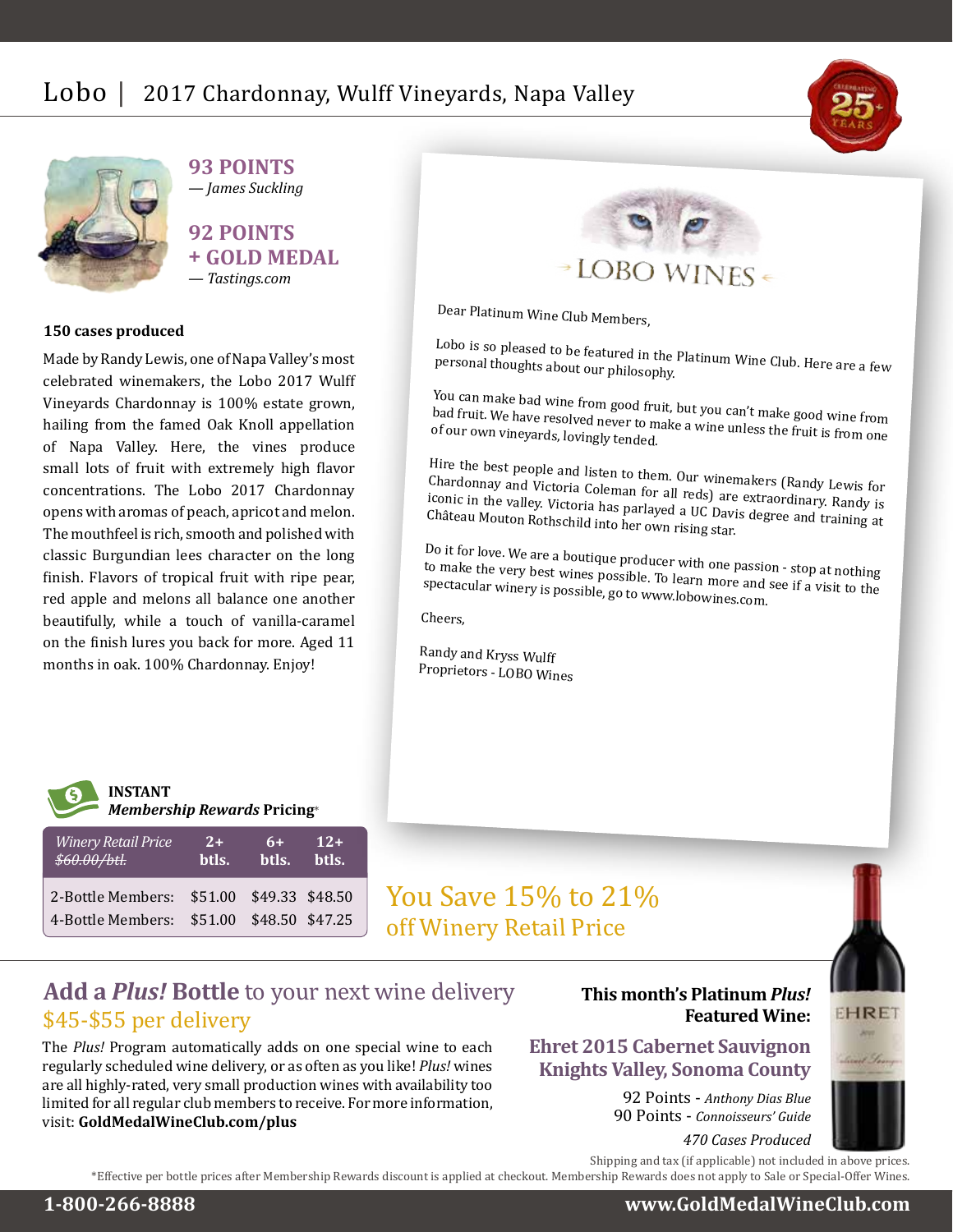# Lobo | 2017 Chardonnay, Wulff Vineyards, Napa Valley

**93 POINTS**
— *James Suckling*

**92 POINTS**
**+ GOLD MEDAL**
— *Tastings.com*

**150 cases produced**

Made by Randy Lewis, one of Napa Valley's most celebrated winemakers, the Lobo 2017 Wulff Vineyards Chardonnay is 100% estate grown, hailing from the famed Oak Knoll appellation of Napa Valley. Here, the vines produce small lots of fruit with extremely high flavor concentrations. The Lobo 2017 Chardonnay opens with aromas of peach, apricot and melon. The mouthfeel is rich, smooth and polished with classic Burgundian lees character on the long finish. Flavors of tropical fruit with ripe pear, red apple and melons all balance one another beautifully, while a touch of vanilla-caramel on the finish lures you back for more. Aged 11 months in oak. 100% Chardonnay. Enjoy!

LOBO WINES

Dear Platinum Wine Club Members,

Lobo is so pleased to be featured in the Platinum Wine Club. Here are a few personal thoughts about our philosophy.

You can make bad wine from good fruit, but you can't make good wine from bad fruit. We have resolved never to make a wine unless the fruit is from one of our own vineyards, lovingly tended.

Hire the best people and listen to them. Our winemakers (Randy Lewis for Chardonnay and Victoria Coleman for all reds) are extraordinary. Randy is iconic in the valley. Victoria has parlayed a UC Davis degree and training at Château Mouton Rothschild into her own rising star.

Do it for love. We are a boutique producer with one passion - stop at nothing to make the very best wines possible. To learn more and see if a visit to the spectacular winery is possible, go to www.lobowines.com.

Cheers,

Randy and Kryss Wulff
Proprietors - LOBO Wines

**INSTANT**
***Membership Rewards* Pricing***

| *Winery Retail Price* ~~*$60.00/btl.*~~ | 2+ btls. | 6+ btls. | 12+ btls. |
|---|---|---|---|
| 2-Bottle Members: | $51.00 | $49.33 | $48.50 |
| 4-Bottle Members: | $51.00 | $48.50 | $47.25 |

You Save 15% to 21% off Winery Retail Price

## Add a *Plus!* Bottle to your next wine delivery
$45-$55 per delivery

The *Plus!* Program automatically adds on one special wine to each regularly scheduled wine delivery, or as often as you like! *Plus!* wines are all highly-rated, very small production wines with availability too limited for all regular club members to receive. For more information, visit: **GoldMedalWineClub.com/plus**

**This month's Platinum *Plus!* Featured Wine:**

**Ehret 2015 Cabernet Sauvignon Knights Valley, Sonoma County**

92 Points - *Anthony Dias Blue*
90 Points - *Connoisseurs' Guide*

*470 Cases Produced*

Shipping and tax (if applicable) not included in above prices.

*Effective per bottle prices after Membership Rewards discount is applied at checkout. Membership Rewards does not apply to Sale or Special-Offer Wines.

**1-800-266-8888** **www.GoldMedalWineClub.com**